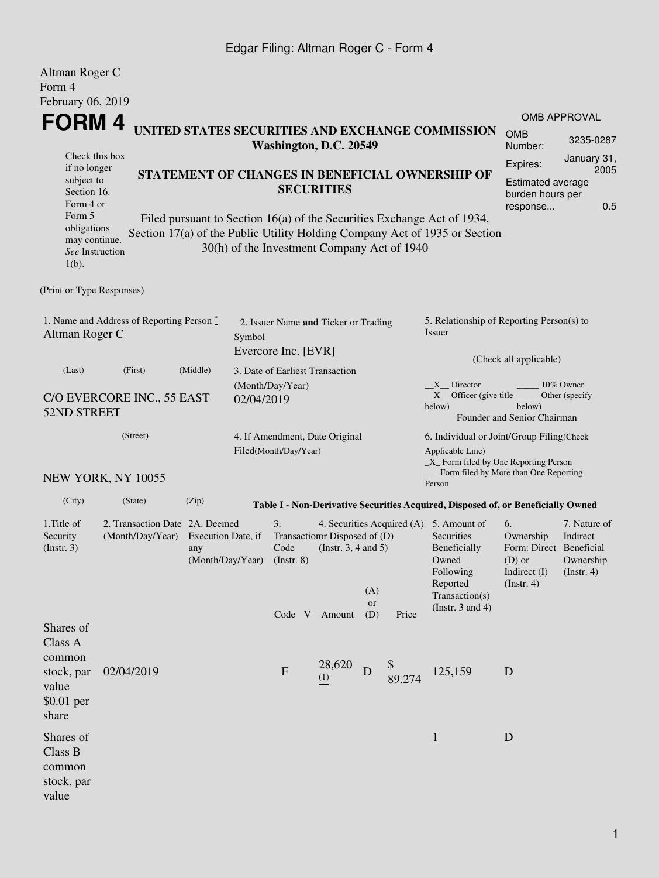Edgar Filing: Altman Roger C - Form 4

Altman Roger C
Form 4
February 06, 2019

# FORM 4

**UNITED STATES SECURITIES AND EXCHANGE COMMISSION**
**Washington, D.C. 20549**

OMB APPROVAL

| | |
|---|---|
| OMB Number: | 3235-0287 |
| Expires: | January 31, 2005 |
| Estimated average burden hours per response... | 0.5 |

Check this box if no longer subject to Section 16. Form 4 or Form 5 obligations may continue. *See* Instruction 1(b).

**STATEMENT OF CHANGES IN BENEFICIAL OWNERSHIP OF SECURITIES**

Filed pursuant to Section 16(a) of the Securities Exchange Act of 1934, Section 17(a) of the Public Utility Holding Company Act of 1935 or Section 30(h) of the Investment Company Act of 1940

(Print or Type Responses)

1. Name and Address of Reporting Person *
Altman Roger C

(Last) (First) (Middle)

C/O EVERCORE INC., 55 EAST 52ND STREET

(Street)

NEW YORK, NY 10055

(City) (State) (Zip)

2. Issuer Name **and** Ticker or Trading Symbol
Evercore Inc. [EVR]

3. Date of Earliest Transaction (Month/Day/Year)
02/04/2019

4. If Amendment, Date Original Filed(Month/Day/Year)

5. Relationship of Reporting Person(s) to Issuer

(Check all applicable)

\_\_X\_\_ Director \_\_\_\_\_ 10% Owner
\_\_X\_\_ Officer (give title below) \_\_\_\_\_ Other (specify below)
Founder and Senior Chairman

6. Individual or Joint/Group Filing(Check Applicable Line)
\_X\_ Form filed by One Reporting Person
\_\_\_ Form filed by More than One Reporting Person

**Table I - Non-Derivative Securities Acquired, Disposed of, or Beneficially Owned**

| 1.Title of Security (Instr. 3) | 2. Transaction Date (Month/Day/Year) | 2A. Deemed Execution Date, if any (Month/Day/Year) | 3. Transaction Code (Instr. 8) | | 4. Securities Acquired (A) or Disposed of (D) (Instr. 3, 4 and 5) | | | 5. Amount of Securities Beneficially Owned Following Reported Transaction(s) (Instr. 3 and 4) | 6. Ownership Form: Direct (D) or Indirect (I) (Instr. 4) | 7. Nature of Indirect Beneficial Ownership (Instr. 4) |
|---|---|---|---|---|---|---|---|---|---|---|
| | | | Code | V | Amount | (A) or (D) | Price | | | |
| Shares of Class A common stock, par value $0.01 per share | 02/04/2019 | | F | | 28,620 (1) | D | $ 89.274 | 125,159 | D | |
| Shares of Class B common stock, par value | | | | | | | | 1 | D | |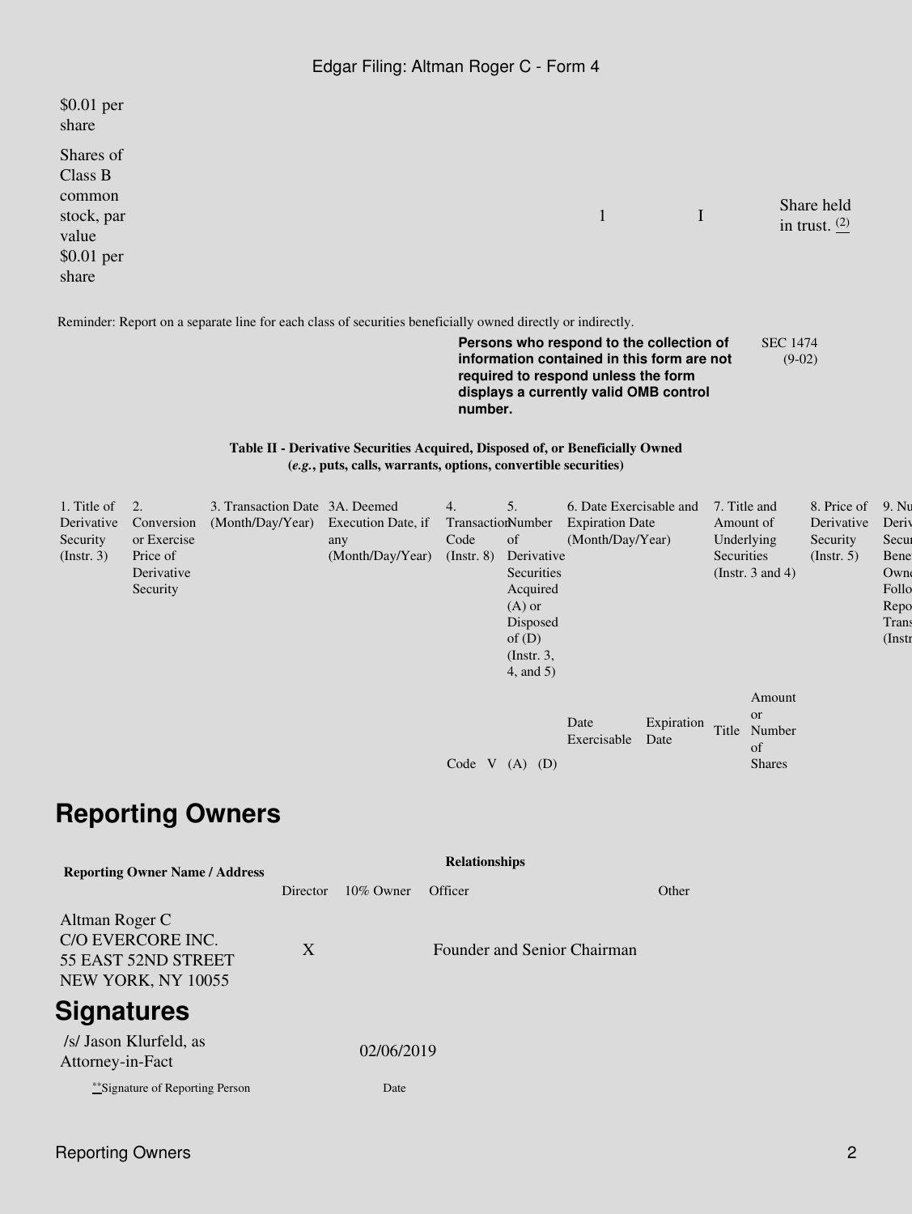| | | | | | | | | |
|---|---|---|---|---|---|---|---|---|
| $0.01 per share | | | | | | | | |
| Shares of Class B common stock, par value $0.01 per share | | | | | | 1 | I | Share held in trust. (2) |

Reminder: Report on a separate line for each class of securities beneficially owned directly or indirectly.

**Persons who respond to the collection of information contained in this form are not required to respond unless the form displays a currently valid OMB control number.**

SEC 1474 (9-02)

**Table II - Derivative Securities Acquired, Disposed of, or Beneficially Owned**
**(*e.g.*, puts, calls, warrants, options, convertible securities)**

| 1. Title of Derivative Security (Instr. 3) | 2. Conversion or Exercise Price of Derivative Security | 3. Transaction Date (Month/Day/Year) | 3A. Deemed Execution Date, if any (Month/Day/Year) | 4. Transaction Code (Instr. 8) | | 5. Number of Derivative Securities Acquired (A) or Disposed of (D) (Instr. 3, 4, and 5) | | 6. Date Exercisable and Expiration Date (Month/Day/Year) | | 7. Title and Amount of Underlying Securities (Instr. 3 and 4) | | 8. Price of Derivative Security (Instr. 5) | 9. Nu Deriv Secur Bene Owne Follo Repo Trans (Instr |
|---|---|---|---|---|---|---|---|---|---|---|---|---|---|
| | | | | Code | V | (A) | (D) | Date Exercisable | Expiration Date | Title | Amount or Number of Shares | | |

# Reporting Owners

| Reporting Owner Name / Address | Relationships | | | |
|---|---|---|---|---|
| | Director | 10% Owner | Officer | Other |
| Altman Roger C<br>C/O EVERCORE INC.<br>55 EAST 52ND STREET<br>NEW YORK, NY 10055 | X | | Founder and Senior Chairman | |

# Signatures

| | |
|---|---|
| /s/ Jason Klurfeld, as Attorney-in-Fact | 02/06/2019 |
| **Signature of Reporting Person | Date |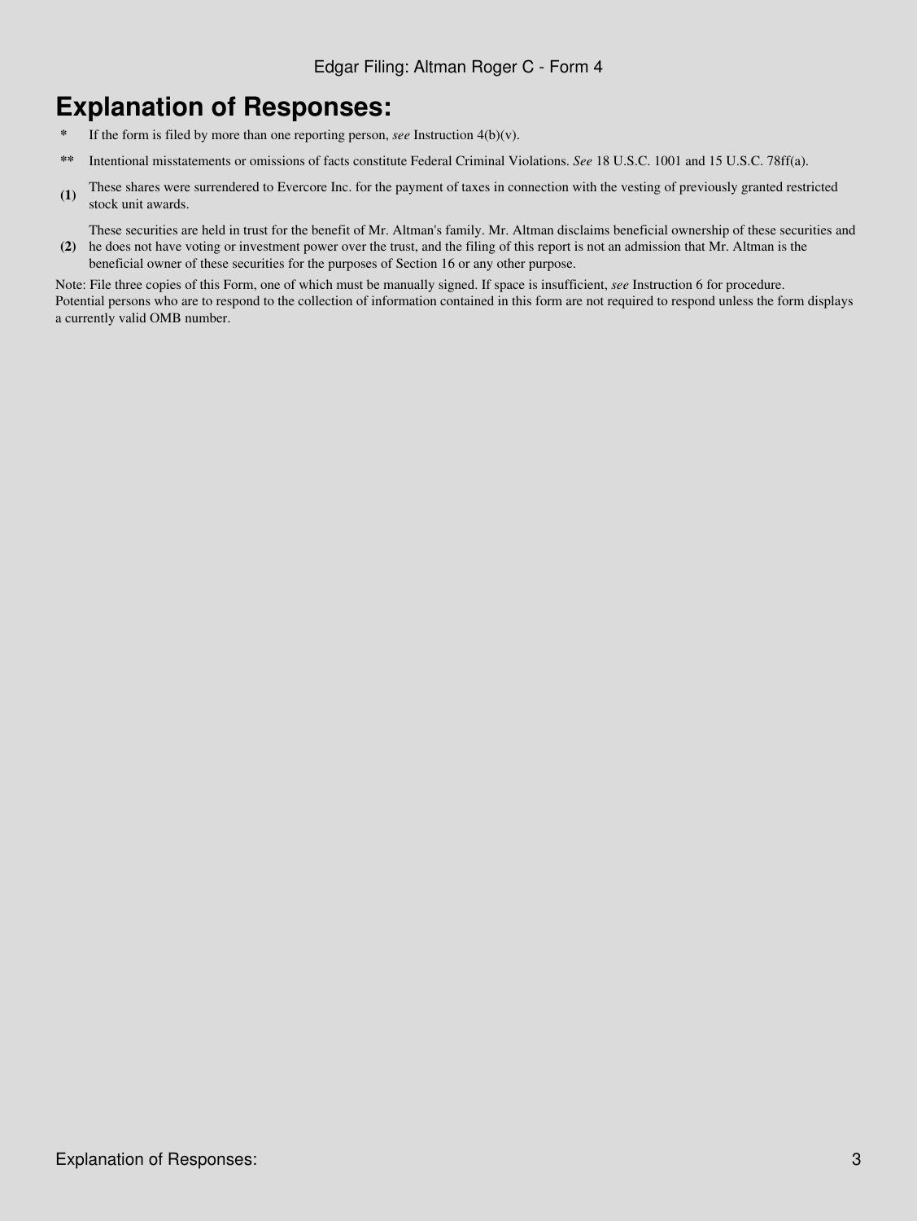# Explanation of Responses:

| | |
|---|---|
| * | If the form is filed by more than one reporting person, *see* Instruction 4(b)(v). |
| ** | Intentional misstatements or omissions of facts constitute Federal Criminal Violations. *See* 18 U.S.C. 1001 and 15 U.S.C. 78ff(a). |
| **(1)** | These shares were surrendered to Evercore Inc. for the payment of taxes in connection with the vesting of previously granted restricted stock unit awards. |
| **(2)** | These securities are held in trust for the benefit of Mr. Altman's family. Mr. Altman disclaims beneficial ownership of these securities and he does not have voting or investment power over the trust, and the filing of this report is not an admission that Mr. Altman is the beneficial owner of these securities for the purposes of Section 16 or any other purpose. |

Note: File three copies of this Form, one of which must be manually signed. If space is insufficient, *see* Instruction 6 for procedure.
Potential persons who are to respond to the collection of information contained in this form are not required to respond unless the form displays a currently valid OMB number.